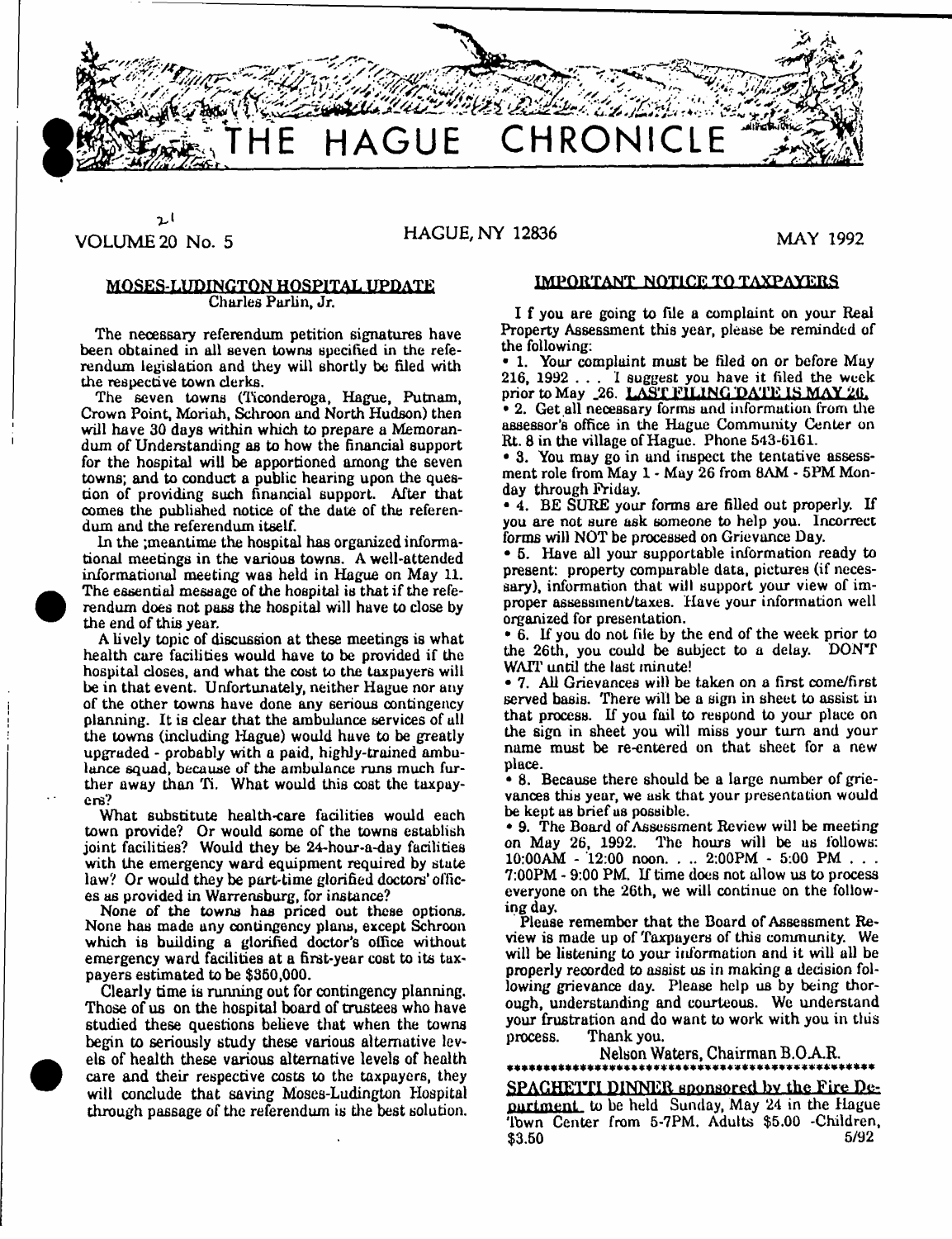# THE HAGUE CHRONICLE

VOLUME 20 No. 5 HAGUE, NY 12836 MAY 1992

## MOSES-LUDINGTON HOSPITAL UPDATE

Charles Parlin, Jr.

The necessary referendum petition signatures have been obtained in all seven towns specified in the referendum legislation and they will shortly be filed with the respective town clerks.

The seven towns (Ticonderoga, Hague, Putnam, Crown Point, Moriah, Schroon and North Hudson) then will have 30 days within which to prepare a Memorandum of Understanding as to how the financial support for the hospital will be apportioned among the seven towns; and to conduct a public hearing upon the question of providing such financial support. After that comes the published notice of the date of the referendum and the referendum itself.

In the ;meantime the hospital has organized informational meetings in the various towns. A well-attended informational meeting was held in Hague on May 11. The essential message of the hospital is that if the referendum does not pass the hospital will have to close by the end of this year.

A lively topic of discussion at these meetings is what health care facilities would have to be provided if the hospital closes, and what the cost to the taxpayers will be in that event. Unfortunately, neither Hague nor any of the other towns have done any serious contingency planning. It is clear that the ambulance services of all the towns (including Hague) would have to be greatly upgraded - probably with a paid, highly-trained ambulance squad, because of the ambulance runs much further away than Ti. What would this cost the taxpayers?

What substitute health-care facilities would each town provide? Or would some of the towns establish joint facilities? Would they be 24-hour-a-day facilities with the emergency ward equipment required by state law? Or would they be part-time glorified doctors' offices as provided in Warrensburg, for instance?

None of the towns has priced out these options. None has made any contingency plans, except Schroon which is building a glorified doctor's office without emergency ward facilities at a first-year cost to its taxpayers estimated to be $350,000.

Clearly time is running out for contingency planning. Those of us on the hospital board of trustees who have studied these questions believe that when the towns begin to seriously study these various alternative levels of health these various alternative levels of health care and their respective costs to the taxpayers, they will conclude that saving Moses-Ludington Hospital through passage of the referendum is the best solution.

## IMPORTANT NOTICE TO TAXPAYERS

If you are going to file a complaint on your Real Property Assessment this year, please be reminded of the following:

- 1. Your complaint must be filed on or before May 216, 1992 . . . I suggest you have it filed the week prior to May 26. **LAST FILING DATE IS MAY 26.**
- 2. Get all necessary forms and information from the assessor's office in the Hague Community Center on Rt. 8 in the village of Hague. Phone 543-6161.
- 3. You may go in and inspect the tentative assessment role from May 1 - May 26 from 8AM - 5PM Monday through Friday.
- 4. BE SURE your forms are filled out properly. If you are not sure ask someone to help you. Incorrect forms will NOT be processed on Grievance Day.
- 5. Have all your supportable information ready to present: property comparable data, pictures (if necessary), information that will support your view of improper assessment/taxes. Have your information well organized for presentation.
- 6. If you do not file by the end of the week prior to the 26th, you could be subject to a delay. DON'T WAIT until the last minute!
- 7. All Grievances will be taken on a first come/first served basis. There will be a sign in sheet to assist in that process. If you fail to respond to your place on the sign in sheet you will miss your turn and your name must be re-entered on that sheet for a new place.
- 8. Because there should be a large number of grievances this year, we ask that your presentation would be kept as brief as possible.
- 9. The Board of Assessment Review will be meeting on May 26, 1992. The hours will be as follows: 10:00AM - 12:00 noon. . .. 2:00PM - 5:00 PM . . . 7:00PM - 9:00 PM. If time does not allow us to process everyone on the 26th, we will continue on the following day.

Please remember that the Board of Assessment Review is made up of Taxpayers of this community. We will be listening to your information and it will all be properly recorded to assist us in making a decision following grievance day. Please help us by being thorough, understanding and courteous. We understand your frustration and do want to work with you in this process. Thank you.

Nelson Waters, Chairman B.O.A.R.

**********************************************

**SPAGHETTI DINNER sponsored by the Fire Department** to be held Sunday, May 24 in the Hague Town Center from 5-7PM. Adults $5.00 -Children, $3.50 5/92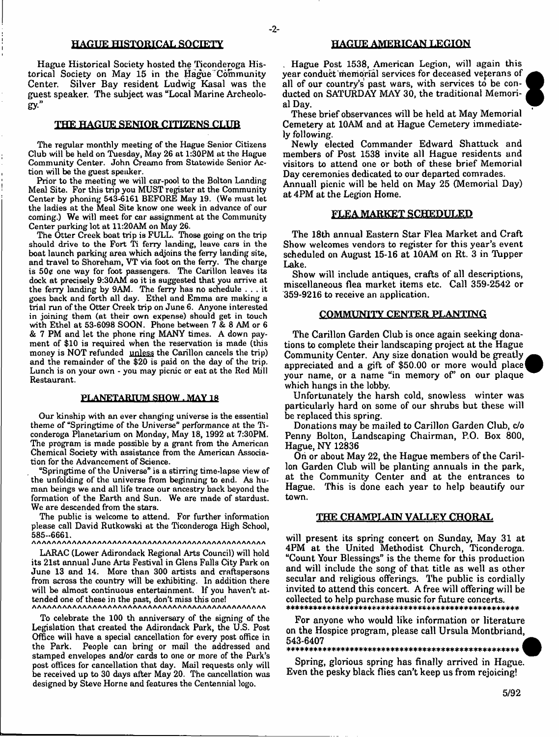## HAGUE HISTORICAL SOCIETY

Hague Historical Society hosted the Ticonderoga Historical Society on May 15 in the Hague Community Center. Silver Bay resident Ludwig Kasal was the guest speaker. The subject was "Local Marine Archeology."

## THE HAGUE SENIOR CITIZENS CLUB

The regular monthly meeting of the Hague Senior Citizens Club will be held on Tuesday, May 26 at 1:30PM at the Hague Community Center. John Creamo from Statewide Senior Action will be the guest speaker.

Prior to the meeting we will car-pool to the Bolton Landing Meal Site. For this trip you MUST register at the Community Center by phoning 543-6161 BEFORE May 19. (We must let the ladies at the Meal Site know one week in advance of our coming.) We will meet for car assignment at the Community Center parking lot at 11:20AM on May 26.

The Otter Creek boat trip is FULL. Those going on the trip should drive to the Fort Ti ferry landing, leave cars in the boat launch parking area which adjoins the ferry landing site, and travel to Shoreham, VT via foot on the ferry. The charge is 50¢ one way for foot passengers. The Carillon leaves its dock at precisely 9:30AM so it is suggested that you arrive at the ferry landing by 9AM. The ferry has no schedule . . . it goes back and forth all day. Ethel and Emma are making a trial run of the Otter Creek trip on June 6. Anyone interested in joining them (at their own expense) should get in touch with Ethel at 53-6098 SOON. Phone between 7 & 8 AM or 6 & 7 PM and let the phone ring MANY times. A down payment of $10 is required when the reservation is made (this money is NOT refunded unless the Carillon cancels the trip) and the remainder of the $20 is paid on the day of the trip. Lunch is on your own - you may picnic or eat at the Red Mill Restaurant.

## PLANETARIUM SHOW - MAY 18

Our kinship with an ever changing universe is the essential theme of "Springtime of the Universe" performance at the Ticonderoga Planetarium on Monday, May 18, 1992 at 7:30PM. The program is made possible by a grant from the American Chemical Society with assistance from the American Association for the Advancement of Science.

"Springtime of the Universe" is a stirring time-lapse view of the unfolding of the universe from beginning to end. As human beings we and all life trace our ancestry back beyond the formation of the Earth and Sun. We are made of stardust. We are descended from the stars.

The public is welcome to attend. For further information please call David Rutkowski at the Ticonderoga High School, 585--6661.

^^^^^^^^^^^^^^^^^^^^^^^^^^^^^^^^^^^^^^^^^^^^^^^^

LARAC (Lower Adirondack Regional Arts Council) will hold its 21st annual June Arts Festival in Glens Falls City Park on June 13 and 14. More than 300 artists and craftspersons from across the country will be exhibiting. In addition there will be almost continuous entertainment. If you haven't attended one of these in the past, don't miss this one!

^^^^^^^^^^^^^^^^^^^^^^^^^^^^^^^^^^^^^^^^^^^^^^^^

To celebrate the 100 th anniversary of the signing of the Legislation that created the Adirondack Park, the U.S. Post Office will have a special cancellation for every post office in the Park. People can bring or mail the addressed and stamped envelopes and/or cards to one or more of the Park's post offices for cancellation that day. Mail requests only will be received up to 30 days after May 20. The cancellation was designed by Steve Horne and features the Centennial logo.

## HAGUE AMERICAN LEGION

Hague Post 1538, American Legion, will again this year conduct memorial services for deceased veterans of all of our country's past wars, with services to be conducted on SATURDAY MAY 30, the traditional Memorial Day.

These brief observances will be held at May Memorial Cemetery at 10AM and at Hague Cemetery immediately following.

Newly elected Commander Edward Shattuck and members of Post 1538 invite all Hague residents and visitors to attend one or both of these brief Memorial Day ceremonies dedicated to our departed comrades.

Annuall picnic will be held on May 25 (Memorial Day) at 4PM at the Legion Home.

## FLEA MARKET SCHEDULED

The 18th annual Eastern Star Flea Market and Craft Show welcomes vendors to register for this year's event scheduled on August 15-16 at 10AM on Rt. 3 in Tupper Lake.

Show will include antiques, crafts of all descriptions, miscellaneous flea market items etc. Call 359-2542 or 359-9216 to receive an application.

## COMMUNITY CENTER PLANTING

The Carillon Garden Club is once again seeking donations to complete their landscaping project at the Hague Community Center. Any size donation would be greatly appreciated and a gift of $50.00 or more would place your name, or a name "in memory of" on our plaque which hangs in the lobby.

Unfortunately the harsh cold, snowless winter was particularly hard on some of our shrubs but these will be replaced this spring.

Donations may be mailed to Carillon Garden Club, c/o Penny Bolton, Landscaping Chairman, P.O. Box 800, Hague, NY 12836

On or about May 22, the Hague members of the Carillon Garden Club will be planting annuals in the park, at the Community Center and at the entrances to Hague. This is done each year to help beautify our town.

## THE CHAMPLAIN VALLEY CHORAL

will present its spring concert on Sunday, May 31 at 4PM at the United Methodist Church, Ticonderoga. "Count Your Blessings" is the theme for this production and will include the song of that title as well as other secular and religious offerings. The public is cordially invited to attend this concert. A free will offering will be collected to help purchase music for future concerts.

**************************************************

For anyone who would like information or literature on the Hospice program, please call Ursula Montbriand, 543-6407

**************************************************

Spring, glorious spring has finally arrived in Hague. Even the pesky black flies can't keep us from rejoicing!

5/92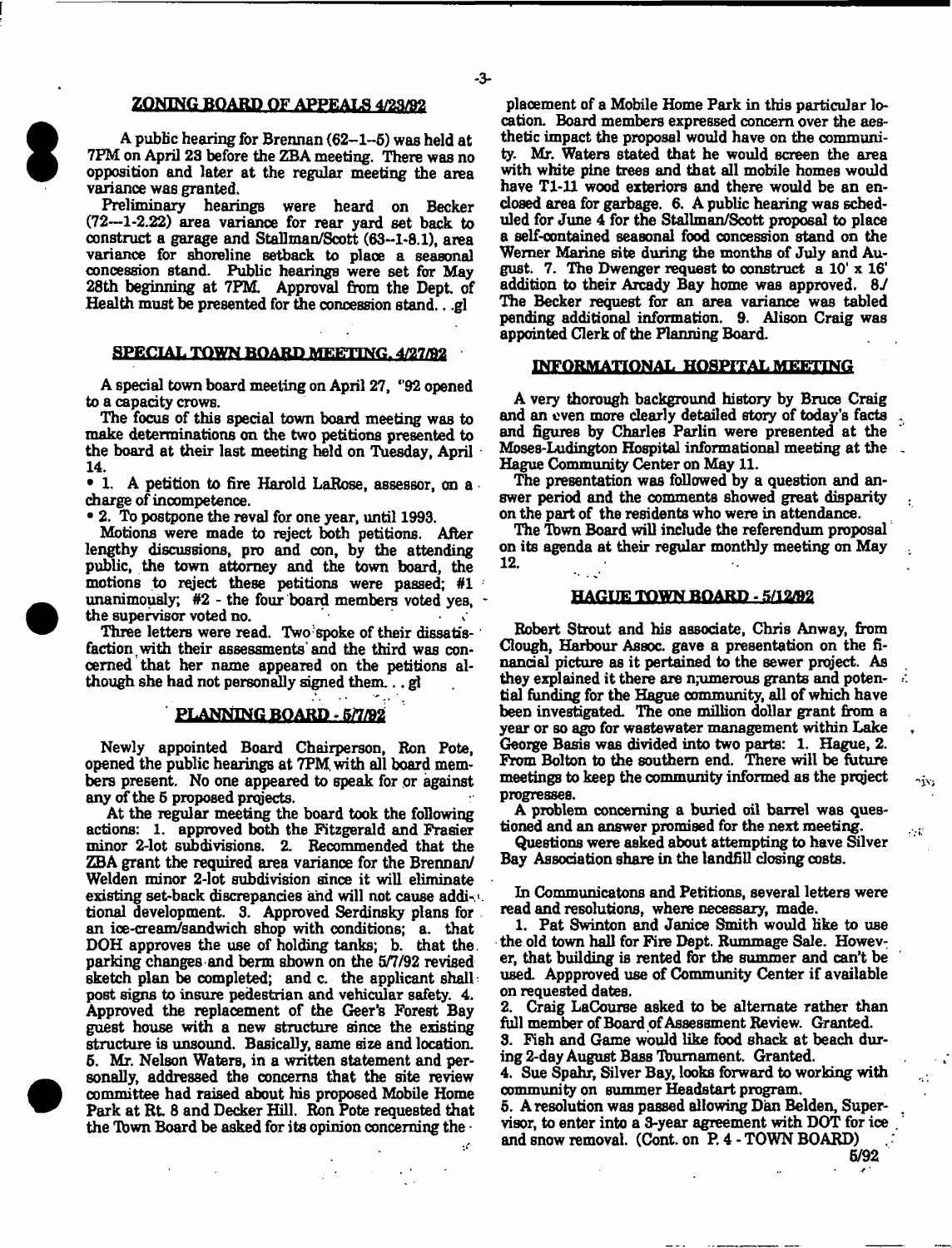## ZONING BOARD OF APPEALS 4/23/92

A public hearing for Brennan (62--1--5) was held at 7PM on April 23 before the ZBA meeting. There was no opposition and later at the regular meeting the area variance was granted.

Preliminary hearings were heard on Becker (72--1-2.22) area variance for rear yard set back to construct a garage and Stallman/Scott (63--1-8.1), area variance for shoreline setback to place a seasonal concession stand. Public hearings were set for May 28th beginning at 7PM. Approval from the Dept. of Health must be presented for the concession stand. . .gl

## SPECIAL TOWN BOARD MEETING, 4/27/92

A special town board meeting on April 27, "92 opened to a capacity crows.

The focus of this special town board meeting was to make determinations on the two petitions presented to the board at their last meeting held on Tuesday, April 14.

• 1. A petition to fire Harold LaRose, assessor, on a charge of incompetence.

• 2. To postpone the reval for one year, until 1993.

Motions were made to reject both petitions. After lengthy discussions, pro and con, by the attending public, the town attorney and the town board, the motions to reject these petitions were passed; #1 unanimously; #2 - the four board members voted yea, the supervisor voted no.

Three letters were read. Two spoke of their dissatisfaction with their assessments and the third was concerned that her name appeared on the petitions although she had not personally signed them. . . gl

## PLANNING BOARD - 5/7/92

Newly appointed Board Chairperson, Ron Pote, opened the public hearings at 7PM with all board members present. No one appeared to speak for or against any of the 5 proposed projects.

At the regular meeting the board took the following actions: 1. approved both the Fitzgerald and Frasier minor 2-lot subdivisions. 2. Recommended that the ZBA grant the required area variance for the Brennan/ Welden minor 2-lot subdivision since it will eliminate existing set-back discrepancies and will not cause additional development. 3. Approved Serdinsky plans for an ice-cream/sandwich shop with conditions; a. that DOH approves the use of holding tanks; b. that the parking changes and berm shown on the 5/7/92 revised sketch plan be completed; and c. the applicant shall post signs to insure pedestrian and vehicular safety. 4. Approved the replacement of the Geer's Forest Bay guest house with a new structure since the existing structure is unsound. Basically, same size and location. 5. Mr. Nelson Waters, in a written statement and personally, addressed the concerns that the site review committee had raised about his proposed Mobile Home Park at Rt. 8 and Decker Hill. Ron Pote requested that the Town Board be asked for its opinion concerning the placement of a Mobile Home Park in this particular location. Board members expressed concern over the aesthetic impact the proposal would have on the community. Mr. Waters stated that he would screen the area with white pine trees and that all mobile homes would have T1-11 wood exteriors and there would be an enclosed area for garbage. 6. A public hearing was scheduled for June 4 for the Stallman/Scott proposal to place a self-contained seasonal food concession stand on the Werner Marine site during the months of July and August. 7. The Dwenger request to construct a 10' x 16' addition to their Arcady Bay home was approved. 8./ The Becker request for an area variance was tabled pending additional information. 9. Alison Craig was appointed Clerk of the Planning Board.

## INFORMATIONAL HOSPITAL MEETING

A very thorough background history by Bruce Craig and an even more clearly detailed story of today's facts and figures by Charles Parlin were presented at the Moses-Ludington Hospital informational meeting at the Hague Community Center on May 11.

The presentation was followed by a question and answer period and the comments showed great disparity on the part of the residents who were in attendance.

The Town Board will include the referendum proposal on its agenda at their regular monthly meeting on May 12.

## HAGUE TOWN BOARD - 5/12/92

Robert Strout and his associate, Chris Anway, from Clough, Harbour Assoc. gave a presentation on the financial picture as it pertained to the sewer project. As they explained it there are n;umerous grants and potential funding for the Hague community, all of which have been investigated. The one million dollar grant from a year or so ago for wastewater management within Lake George Basis was divided into two parts: 1. Hague, 2. From Bolton to the southern end. There will be future meetings to keep the community informed as the project progresses.

A problem concerning a buried oil barrel was questioned and an answer promised for the next meeting.

Questions were asked about attempting to have Silver Bay Association share in the landfill closing costs.

In Communicatons and Petitions, several letters were read and resolutions, where necessary, made.

1. Pat Swinton and Janice Smith would like to use the old town hall for Fire Dept. Rummage Sale. However, that building is rented for the summer and can't be used. Appproved use of Community Center if available on requested dates.

2. Craig LaCourse asked to be alternate rather than full member of Board of Assessment Review. Granted.

3. Fish and Game would like food shack at beach during 2-day August Bass Tournament. Granted.

4. Sue Spahr, Silver Bay, looks forward to working with community on summer Headstart program.

5. A resolution was passed allowing Dan Belden, Supervisor, to enter into a 3-year agreement with DOT for ice and snow removal. (Cont. on P. 4 - TOWN BOARD)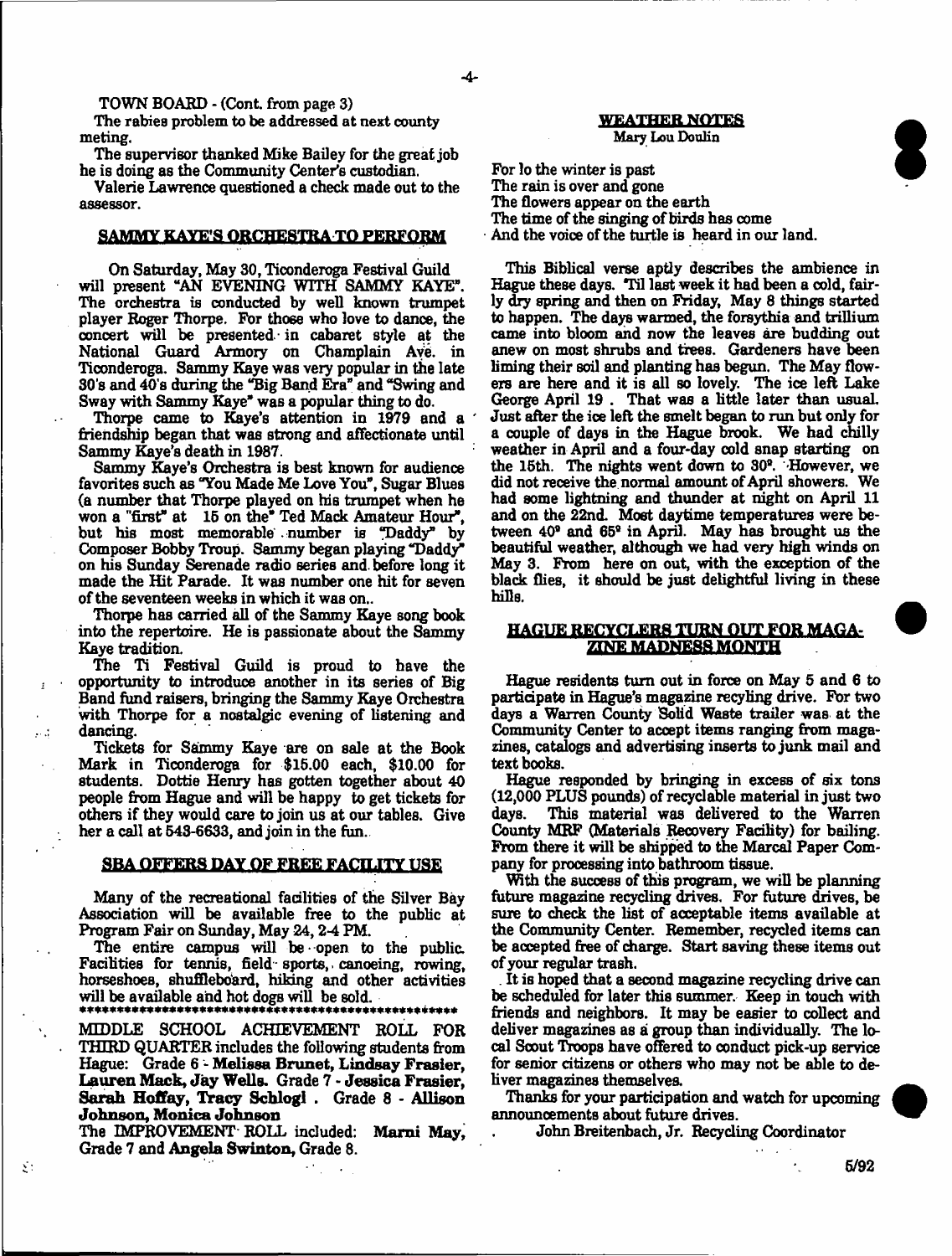TOWN BOARD - (Cont. from page 3)

The rabies problem to be addressed at next county meting.

The supervisor thanked Mike Bailey for the great job he is doing as the Community Center's custodian.

Valerie Lawrence questioned a check made out to the assessor.

## SAMMY KAYE'S ORCHESTRA TO PERFORM

On Saturday, May 30, Ticonderoga Festival Guild will present "AN EVENING WITH SAMMY KAYE". The orchestra is conducted by well known trumpet player Roger Thorpe. For those who love to dance, the concert will be presented in cabaret style at the National Guard Armory on Champlain Ave. in Ticonderoga. Sammy Kaye was very popular in the late 30's and 40's during the "Big Band Era" and "Swing and Sway with Sammy Kaye" was a popular thing to do.

Thorpe came to Kaye's attention in 1979 and a friendship began that was strong and affectionate until Sammy Kaye's death in 1987.

Sammy Kaye's Orchestra is best known for audience favorites such as "You Made Me Love You", Sugar Blues (a number that Thorpe played on his trumpet when he won a "first" at 15 on the" Ted Mack Amateur Hour", but his most memorable number is "Daddy" by Composer Bobby Troup. Sammy began playing "Daddy" on his Sunday Serenade radio series and before long it made the Hit Parade. It was number one hit for seven of the seventeen weeks in which it was on..

Thorpe has carried all of the Sammy Kaye song book into the repertoire. He is passionate about the Sammy Kaye tradition.

The Ti Festival Guild is proud to have the opportunity to introduce another in its series of Big Band fund raisers, bringing the Sammy Kaye Orchestra with Thorpe for a nostalgic evening of listening and dancing.

Tickets for Sammy Kaye are on sale at the Book Mark in Ticonderoga for $15.00 each, $10.00 for students. Dottie Henry has gotten together about 40 people from Hague and will be happy to get tickets for others if they would care to join us at our tables. Give her a call at 543-6633, and join in the fun.

## SBA OFFERS DAY OF FREE FACILITY USE

Many of the recreational facilities of the Silver Bay Association will be available free to the public at Program Fair on Sunday, May 24, 2-4 PM.

The entire campus will be open to the public. Facilities for tennis, field sports, canoeing, rowing, horseshoes, shuffleboard, hiking and other activities will be available and hot dogs will be sold.

\*\*\*\*\*\*\*\*\*\*\*\*\*\*\*\*\*\*\*\*\*\*\*\*\*\*\*\*\*\*\*\*\*\*\*\*\*\*\*\*\*\*\*\*\*\*\*\*\*\*\*\*\*\*

MIDDLE SCHOOL ACHIEVEMENT ROLL FOR THIRD QUARTER includes the following students from Hague: Grade 6 - **Melissa Brunet, Lindsay Frasier, Lauren Mack, Jay Wells.** Grade 7 - **Jessica Frasier, Sarah Hoffay, Tracy Schlogl**. Grade 8 - **Allison Johnson, Monica Johnson**

The IMPROVEMENT ROLL included: **Marni May**, Grade 7 and **Angela Swinton**, Grade 8.

## WEATHER NOTES

Mary Lou Doulin

For lo the winter is past
The rain is over and gone
The flowers appear on the earth
The time of the singing of birds has come
And the voice of the turtle is heard in our land.

This Biblical verse aptly describes the ambience in Hague these days. 'Til last week it had been a cold, fairly dry spring and then on Friday, May 8 things started to happen. The days warmed, the forsythia and trillium came into bloom and now the leaves are budding out anew on most shrubs and trees. Gardeners have been liming their soil and planting has begun. The May flowers are here and it is all so lovely. The ice left Lake George April 19 . That was a little later than usual. Just after the ice left the smelt began to run but only for a couple of days in the Hague brook. We had chilly weather in April and a four-day cold snap starting on the 15th. The nights went down to 30°. However, we did not receive the normal amount of April showers. We had some lightning and thunder at night on April 11 and on the 22nd. Most daytime temperatures were between 40° and 65° in April. May has brought us the beautiful weather, although we had very high winds on May 3. From here on out, with the exception of the black flies, it should be just delightful living in these hills.

## HAGUE RECYCLERS TURN OUT FOR MAGAZINE MADNESS MONTH

Hague residents turn out in force on May 5 and 6 to participate in Hague's magazine recyling drive. For two days a Warren County Solid Waste trailer was at the Community Center to accept items ranging from magazines, catalogs and advertising inserts to junk mail and text books.

Hague responded by bringing in excess of six tons (12,000 PLUS pounds) of recyclable material in just two days. This material was delivered to the Warren County MRF (Materials Recovery Facility) for bailing. From there it will be shipped to the Marcal Paper Company for processing into bathroom tissue.

With the success of this program, we will be planning future magazine recycling drives. For future drives, be sure to check the list of acceptable items available at the Community Center. Remember, recycled items can be accepted free of charge. Start saving these items out of your regular trash.

It is hoped that a second magazine recycling drive can be scheduled for later this summer. Keep in touch with friends and neighbors. It may be easier to collect and deliver magazines as a group than individually. The local Scout Troops have offered to conduct pick-up service for senior citizens or others who may not be able to deliver magazines themselves.

Thanks for your participation and watch for upcoming announcements about future drives.

John Breitenbach, Jr. Recycling Coordinator

5/92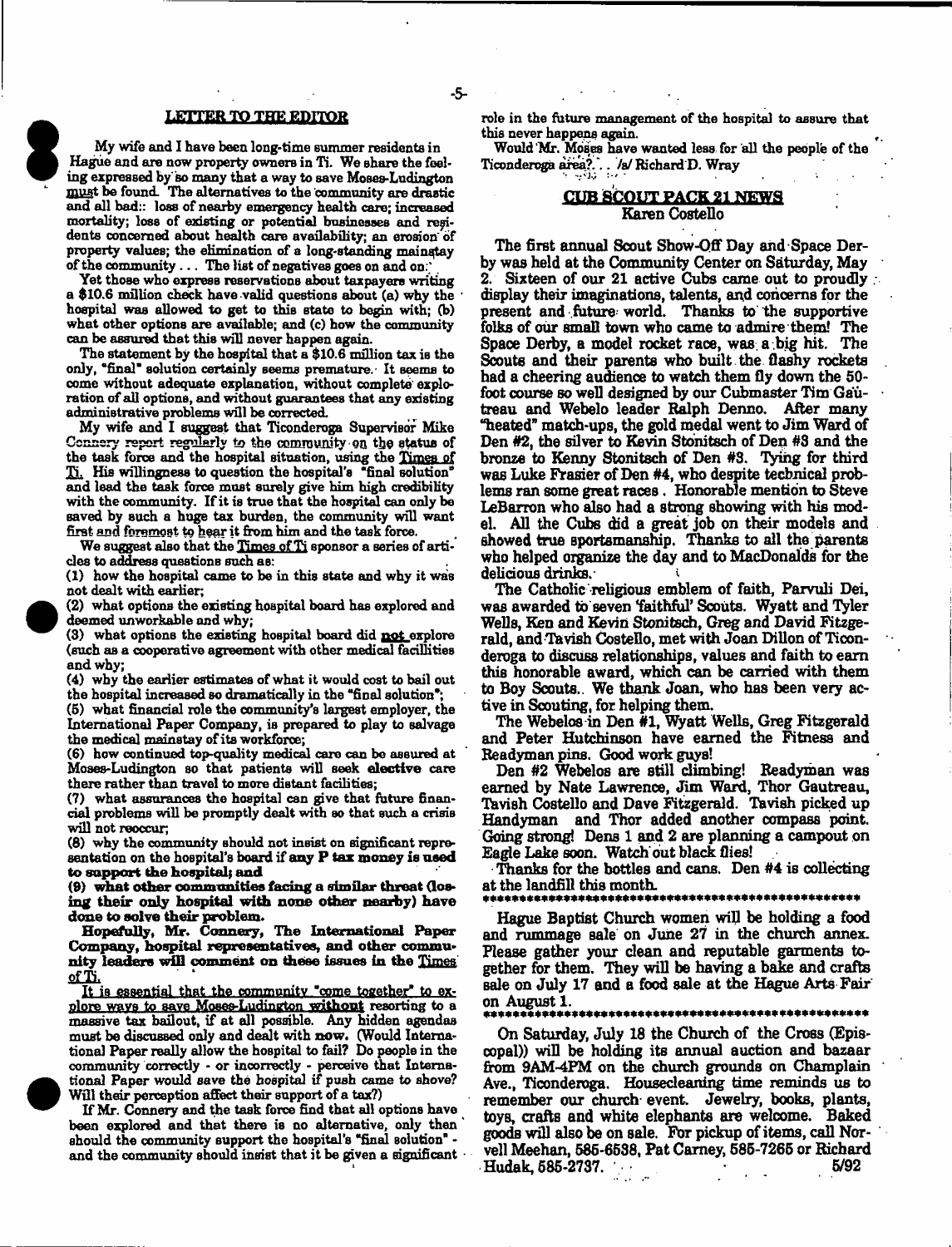## LETTER TO THE EDITOR

My wife and I have been long-time summer residents in Hague and are now property owners in Ti. We share the feeling expressed by so many that a way to save Moses-Ludington must be found. The alternatives to the community are drastic and all bad:: loss of nearby emergency health care; increased mortality; loss of existing or potential businesses and residents concerned about health care availability; an erosion of property values; the elimination of a long-standing mainstay of the community . . . The list of negatives goes on and on.

Yet those who express reservations about taxpayers writing a $10.6 million check have valid questions about (a) why the hospital was allowed to get to this state to begin with; (b) what other options are available; and (c) how the community can be assured that this will never happen again.

The statement by the hospital that a $10.6 million tax is the only, "final" solution certainly seems premature. It seems to come without adequate explanation, without complete exploration of all options, and without guarantees that any existing administrative problems will be corrected.

My wife and I suggest that Ticonderoga Supervisor Mike Connery report regularly to the community on the status of the task force and the hospital situation, using the Times of Ti. His willingness to question the hospital's "final solution" and lead the task force must surely give him high credibility with the community. If it is true that the hospital can only be saved by such a huge tax burden, the community will want first and foremost to hear it from him and the task force.

We suggest also that the Times of Ti sponsor a series of articles to address questions such as:

(1) how the hospital came to be in this state and why it was not dealt with earlier;

(2) what options the existing hospital board has explored and deemed unworkable and why;

(3) what options the existing hospital board did **not** explore (such as a cooperative agreement with other medical facilities and why;

(4) why the earlier estimates of what it would cost to bail out the hospital increased so dramatically in the "final solution";

(5) what financial role the community's largest employer, the International Paper Company, is prepared to play to salvage the medical mainstay of its workforce;

(6) how continued top-quality medical care can be assured at Moses-Ludington so that patients will seek **elective** care there rather than travel to more distant facilities;

(7) what assurances the hospital can give that future financial problems will be promptly dealt with so that such a crisis will not reoccur;

(8) why the community should not insist on significant representation on the hospital's board if **any P tax money is used to support the hospital; and**

(9) **what other communities facing a similar threat (losing their only hospital with none other nearby) have done to solve their problem.**

**Hopefully, Mr. Connery, The International Paper Company, hospital representatives, and other community leaders will comment on these issues in the Times of Ti.**

It is essential that the community "come together" to explore ways to save Moses-Ludington **without** resorting to a massive tax bailout, if at all possible. Any hidden agendas must be discussed only and dealt with **now**. (Would International Paper really allow the hospital to fail? Do people in the community correctly - or incorrectly - perceive that International Paper would save the hospital if push came to shove? Will their perception affect their support of a tax?)

If Mr. Connery and the task force find that all options have been explored and that there is no alternative, only then should the community support the hospital's "final solution" - and the community should insist that it be given a significant role in the future management of the hospital to assure that this never happens again.

Would Mr. Moses have wanted less for all the people of the Ticonderoga area? . . /s/ Richard D. Wray

## CUB SCOUT PACK 21 NEWS

Karen Costello

The first annual Scout Show-Off Day and Space Derby was held at the Community Center on Saturday, May 2. Sixteen of our 21 active Cubs came out to proudly display their imaginations, talents, and concerns for the present and future world. Thanks to the supportive folks of our small town who came to admire them! The Space Derby, a model rocket race, was a big hit. The Scouts and their parents who built the flashy rockets had a cheering audience to watch them fly down the 50-foot course so well designed by our Cubmaster Tim Gautreau and Webelo leader Ralph Denno. After many "heated" match-ups, the gold medal went to Jim Ward of Den #2, the silver to Kevin Stonitsch of Den #3 and the bronze to Kenny Stonitsch of Den #3. Tying for third was Luke Frasier of Den #4, who despite technical problems ran some great races. Honorable mention to Steve LeBarron who also had a strong showing with his model. All the Cubs did a great job on their models and showed true sportsmanship. Thanks to all the parents who helped organize the day and to MacDonalds for the delicious drinks.

The Catholic religious emblem of faith, Parvuli Dei, was awarded to seven 'faithful' Scouts. Wyatt and Tyler Wells, Ken and Kevin Stonitsch, Greg and David Fitzgerald, and Tavish Costello, met with Joan Dillon of Ticonderoga to discuss relationships, values and faith to earn this honorable award, which can be carried with them to Boy Scouts. We thank Joan, who has been very active in Scouting, for helping them.

The Webelos in Den #1, Wyatt Wells, Greg Fitzgerald and Peter Hutchinson have earned the Fitness and Readyman pins. Good work guys!

Den #2 Webelos are still climbing! Readyman was earned by Nate Lawrence, Jim Ward, Thor Gautreau, Tavish Costello and Dave Fitzgerald. Tavish picked up Handyman and Thor added another compass point. Going strong! Dens 1 and 2 are planning a campout on Eagle Lake soon. Watch out black flies!

Thanks for the bottles and cans. Den #4 is collecting at the landfill this month.

\*\*\*\*\*\*\*\*\*\*\*\*\*\*\*\*\*\*\*\*\*\*\*\*\*\*\*\*\*\*\*\*\*\*\*\*\*\*\*\*\*\*\*\*\*\*\*\*\*\*

Hague Baptist Church women will be holding a food and rummage sale on June 27 in the church annex. Please gather your clean and reputable garments together for them. They will be having a bake and crafts sale on July 17 and a food sale at the Hague Arts Fair on August 1.

\*\*\*\*\*\*\*\*\*\*\*\*\*\*\*\*\*\*\*\*\*\*\*\*\*\*\*\*\*\*\*\*\*\*\*\*\*\*\*\*\*\*\*\*\*\*\*\*\*\*

On Saturday, July 18 the Church of the Cross (Episcopal)) will be holding its annual auction and bazaar from 9AM-4PM on the church grounds on Champlain Ave., Ticonderoga. Housecleaning time reminds us to remember our church event. Jewelry, books, plants, toys, crafts and white elephants are welcome. Baked goods will also be on sale. For pickup of items, call Norvell Meehan, 585-6538, Pat Carney, 585-7265 or Richard Hudak, 585-2737.

5/92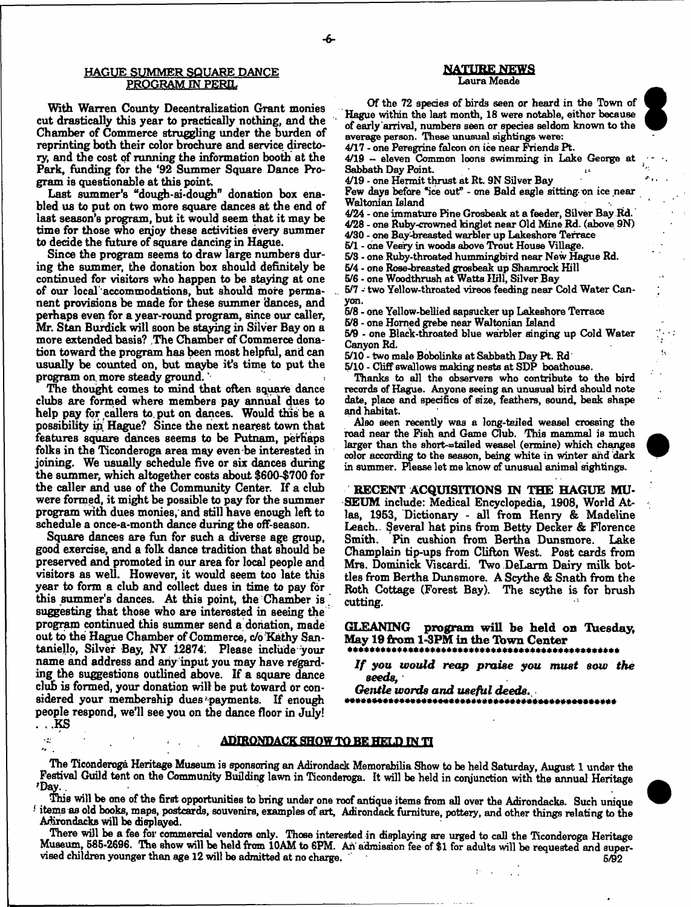## HAGUE SUMMER SQUARE DANCE PROGRAM IN PERIL

With Warren County Decentralization Grant monies cut drastically this year to practically nothing, and the Chamber of Commerce struggling under the burden of reprinting both their color brochure and service directory, and the cost of running the information booth at the Park, funding for the '92 Summer Square Dance Program is questionable at this point.

Last summer's "dough-si-dough" donation box enabled us to put on two more square dances at the end of last season's program, but it would seem that it may be time for those who enjoy these activities every summer to decide the future of square dancing in Hague.

Since the program seems to draw large numbers during the summer, the donation box should definitely be continued for visitors who happen to be staying at one of our local accommodations, but should more permanent provisions be made for these summer dances, and perhaps even for a year-round program, since our caller, Mr. Stan Burdick will soon be staying in Silver Bay on a more extended basis? The Chamber of Commerce donation toward the program has been most helpful, and can usually be counted on, but maybe it's time to put the program on more steady ground.

The thought comes to mind that often square dance clubs are formed where members pay annual dues to help pay for callers to put on dances. Would this be a possibility in Hague? Since the next nearest town that features square dances seems to be Putnam, perhaps folks in the Ticonderoga area may even be interested in joining. We usually schedule five or six dances during the summer, which altogether costs about $600-$700 for the caller and use of the Community Center. If a club were formed, it might be possible to pay for the summer program with dues monies, and still have enough left to schedule a once-a-month dance during the off-season.

Square dances are fun for such a diverse age group, good exercise, and a folk dance tradition that should be preserved and promoted in our area for local people and visitors as well. However, it would seem too late this year to form a club and collect dues in time to pay for this summer's dances. At this point, the Chamber is suggesting that those who are interested in seeing the program continued this summer send a donation, made out to the Hague Chamber of Commerce, c/o Kathy Santaniello, Silver Bay, NY 12874. Please include your name and address and any input you may have regarding the suggestions outlined above. If a square dance club is formed, your donation will be put toward or considered your membership dues payments. If enough people respond, we'll see you on the dance floor in July!
. . .KS

## NATURE NEWS
Laura Meade

Of the 72 species of birds seen or heard in the Town of Hague within the last month, 18 were notable, either because of early arrival, numbers seen or species seldom known to the average person. These unusual sightings were:

4/17 - one Peregrine falcon on ice near Friends Pt.
4/19 -- eleven Common loons swimming in Lake George at Sabbath Day Point.
4/19 - one Hermit thrust at Rt. 9N Silver Bay
Few days before "ice out" - one Bald eagle sitting on ice near Waltonian Island
4/24 - one immature Pine Grosbeak at a feeder, Silver Bay Rd.
4/28 - one Ruby-crowned kinglet near Old Mine Rd. (above 9N)
4/30 - one Bay-breasted warbler up Lakeshore Terrace
5/1 - one Veery in woods above Trout House Village.
5/3 - one Ruby-throated hummingbird near New Hague Rd.
5/4 - one Rose-breasted grosbeak up Shamrock Hill
5/6 - one Woodthrush at Watts Hill, Silver Bay
5/7 - two Yellow-throated vireos feeding near Cold Water Canyon.
5/8 - one Yellow-bellied sapsucker up Lakeshore Terrace
5/8 - one Horned grebe near Waltonian Island
5/9 - one Black-throated blue warbler singing up Cold Water Canyon Rd.
5/10 - two male Bobolinks at Sabbath Day Pt. Rd
5/10 - Cliff swallows making nests at SDP boathouse.

Thanks to all the observers who contribute to the bird records of Hague. Anyone seeing an unusual bird should note date, place and specifics of size, feathers, sound, beak shape and habitat.

Also seen recently was a long-tailed weasel crossing the road near the Fish and Game Club. This mammal is much larger than the short-tailed weasel (ermine) which changes color according to the season, being white in winter and dark in summer. Please let me know of unusual animal sightings.

**RECENT ACQUISITIONS IN THE HAGUE MUSEUM** include: Medical Encyclopedia, 1908, World Atlas, 1953, Dictionary - all from Henry & Madeline Leach. Several hat pins from Betty Decker & Florence Smith. Pin cushion from Bertha Dunsmore. Lake Champlain tip-ups from Clifton West. Post cards from Mrs. Dominick Viscardi. Two DeLarm Dairy milk bottles from Bertha Dunsmore. A Scythe & Snath from the Roth Cottage (Forest Bay). The scythe is for brush cutting.

**GLEANING program will be held on Tuesday, May 19 from 1-3PM in the Town Center**

*If you would reap praise you must sow the seeds,*
*Gentle words and useful deeds.*

## ADIRONDACK SHOW TO BE HELD IN TI

The Ticonderoga Heritage Museum is sponsoring an Adirondack Memorabilia Show to be held Saturday, August 1 under the Festival Guild tent on the Community Building lawn in Ticonderoga. It will be held in conjunction with the annual Heritage Day.

This will be one of the first opportunities to bring under one roof antique items from all over the Adirondacks. Such unique items as old books, maps, postcards, souvenirs, examples of art, Adirondack furniture, pottery, and other things relating to the Adirondacks will be displayed.

There will be a fee for commercial vendors only. Those interested in displaying are urged to call the Ticonderoga Heritage Museum, 585-2696. The show will be held from 10AM to 6PM. An admission fee of $1 for adults will be requested and supervised children younger than age 12 will be admitted at no charge. 5/92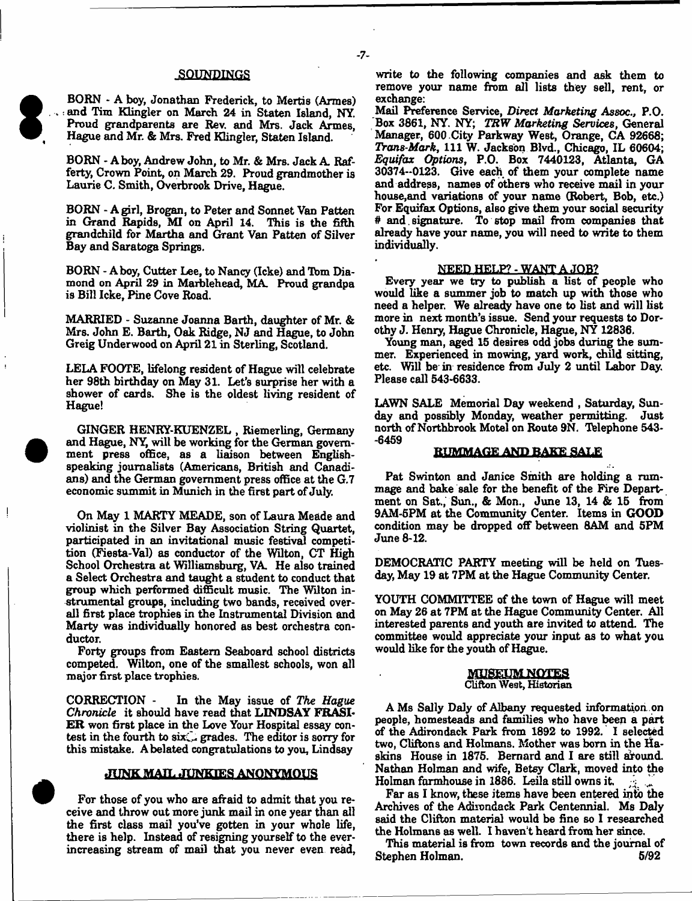## SOUNDINGS

BORN - A boy, Jonathan Frederick, to Mertis (Armes) and Tim Klingler on March 24 in Staten Island, NY. Proud grandparents are Rev. and Mrs. Jack Armes, Hague and Mr. & Mrs. Fred Klingler, Staten Island.

BORN - A boy, Andrew John, to Mr. & Mrs. Jack A. Rafferty, Crown Point, on March 29. Proud grandmother is Laurie C. Smith, Overbrook Drive, Hague.

BORN - A girl, Brogan, to Peter and Sonnet Van Patten in Grand Rapids, MI on April 14. This is the fifth grandchild for Martha and Grant Van Patten of Silver Bay and Saratoga Springs.

BORN - A boy, Cutter Lee, to Nancy (Icke) and Tom Diamond on April 29 in Marblehead, MA. Proud grandpa is Bill Icke, Pine Cove Road.

MARRIED - Suzanne Joanna Barth, daughter of Mr. & Mrs. John E. Barth, Oak Ridge, NJ and Hague, to John Greig Underwood on April 21 in Sterling, Scotland.

LELA FOOTE, lifelong resident of Hague will celebrate her 98th birthday on May 31. Let's surprise her with a shower of cards. She is the oldest living resident of Hague!

GINGER HENRY-KUENZEL , Riemerling, Germany and Hague, NY, will be working for the German government press office, as a liaison between English-speaking journalists (Americans, British and Canadians) and the German government press office at the G.7 economic summit in Munich in the first part of July.

On May 1 MARTY MEADE, son of Laura Meade and violinist in the Silver Bay Association String Quartet, participated in an invitational music festival competition (Fiesta-Val) as conductor of the Wilton, CT High School Orchestra at Williamsburg, VA. He also trained a Select Orchestra and taught a student to conduct that group which performed difficult music. The Wilton instrumental groups, including two bands, received overall first place trophies in the Instrumental Division and Marty was individually honored as best orchestra conductor.

Forty groups from Eastern Seaboard school districts competed. Wilton, one of the smallest schools, won all major first place trophies.

CORRECTION - In the May issue of *The Hague Chronicle* it should have read that **LINDSAY FRASIER** won first place in the Love Your Hospital essay contest in the fourth to six grades. The editor is sorry for this mistake. A belated congratulations to you, Lindsay

## JUNK MAIL JUNKIES ANONYMOUS

For those of you who are afraid to admit that you receive and throw out more junk mail in one year than all the first class mail you've gotten in your whole life, there is help. Instead of resigning yourself to the ever-increasing stream of mail that you never even read, write to the following companies and ask them to remove your name from all lists they sell, rent, or exchange:

Mail Preference Service, *Direct Marketing Assoc.*, P.O. Box 3861, NY. NY; *TRW Marketing Services*, General Manager, 600 City Parkway West, Orange, CA 92668; *Trans-Mark*, 111 W. Jackson Blvd., Chicago, IL 60604; *Equifax Options*, P.O. Box 7440123, Atlanta, GA 30374--0123. Give each of them your complete name and address, names of others who receive mail in your house,and variations of your name (Robert, Bob, etc.) For Equifax Options, also give them your social security # and signature. To stop mail from companies that already have your name, you will need to write to them individually.

## NEED HELP? - WANT A JOB?

Every year we try to publish a list of people who would like a summer job to match up with those who need a helper. We already have one to list and will list more in next month's issue. Send your requests to Dorothy J. Henry, Hague Chronicle, Hague, NY 12836.

Young man, aged 15 desires odd jobs during the summer. Experienced in mowing, yard work, child sitting, etc. Will be in residence from July 2 until Labor Day. Please call 543-6633.

LAWN SALE Memorial Day weekend , Saturday, Sunday and possibly Monday, weather permitting. Just north of Northbrook Motel on Route 9N. Telephone 543--6459

## RUMMAGE AND BAKE SALE

Pat Swinton and Janice Smith are holding a rummage and bake sale for the benefit of the Fire Department on Sat., Sun., & Mon., June 13, 14 & 15 from 9AM-5PM at the Community Center. Items in **GOOD** condition may be dropped off between 8AM and 5PM June 8-12.

DEMOCRATIC PARTY meeting will be held on Tuesday, May 19 at 7PM at the Hague Community Center.

YOUTH COMMITTEE of the town of Hague will meet on May 26 at 7PM at the Hague Community Center. All interested parents and youth are invited to attend. The committee would appreciate your input as to what you would like for the youth of Hague.

## MUSEUM NOTES

Clifton West, Historian

A Ms Sally Daly of Albany requested information on people, homesteads and families who have been a part of the Adirondack Park from 1892 to 1992. I selected two, Cliftons and Holmans. Mother was born in the Haskins House in 1875. Bernard and I are still around. Nathan Holman and wife, Betsy Clark, moved into the Holman farmhouse in 1886. Leila still owns it.

Far as I know, these items have been entered into the Archives of the Adirondack Park Centennial. Ms Daly said the Clifton material would be fine so I researched the Holmans as well. I haven't heard from her since.

This material is from town records and the journal of Stephen Holman. 5/92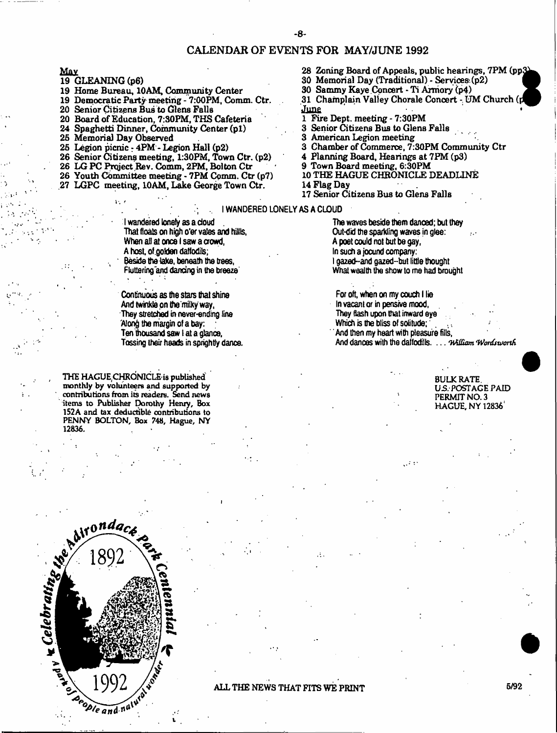# CALENDAR OF EVENTS FOR MAY/JUNE 1992

**May**

- 19 GLEANING (p6)
- 19 Home Bureau, 10AM, Community Center
- 19 Democratic Party meeting - 7:00PM, Comm. Ctr.
- 20 Senior Citizens Bus to Glens Falls
- 20 Board of Education, 7:30PM, THS Cafeteria
- 24 Spaghetti Dinner, Community Center (p1)
- 25 Memorial Day Observed
- 25 Legion picnic - 4PM - Legion Hall (p2)
- 26 Senior Citizens meeting, 1:30PM, Town Ctr. (p2)
- 26 LG PC Project Rev. Comm, 2PM, Bolton Ctr
- 26 Youth Committee meeting - 7PM Comm. Ctr (p7)
- 27 LGPC meeting, 10AM, Lake George Town Ctr.
- 28 Zoning Board of Appeals, public hearings, 7PM (pp3)
- 30 Memorial Day (Traditional) - Services (p2)
- 30 Sammy Kaye Concert - Ti Armory (p4)
- 31 Champlain Valley Chorale Concert - UM Church (p

**June**

- 1 Fire Dept. meeting - 7:30PM
- 3 Senior Citizens Bus to Glens Falls
- 3 American Legion meeting
- 3 Chamber of Commerce, 7:30PM Community Ctr
- 4 Planning Board, Hearings at 7PM (p3)
- 9 Town Board meeting, 6:30PM
- 10 THE HAGUE CHRONICLE DEADLINE
- 14 Flag Day
- 17 Senior Citizens Bus to Glens Falls

## I WANDERED LONELY AS A CLOUD

I wandered lonely as a cloud
That floats on high o'er vales and hills,
When all at once I saw a crowd,
A host, of golden daffodils;
Beside the lake, beneath the trees,
Fluttering and dancing in the breeze

Continuous as the stars that shine
And twinkle on the milky way,
They stretched in never-ending line
Along the margin of a bay:
Ten thousand saw I at a glance,
Tossing their heads in sprightly dance.

The waves beside them danced; but they
Out-did the sparkling waves in glee:
A poet could not but be gay,
In such a jocund company:
I gazed--and gazed--but little thought
What wealth the show to me had brought

For oft, when on my couch I lie
In vacant or in pensive mood,
They flash upon that inward eye
Which is the bliss of solitude;
And then my heart with pleasure fills,
And dances with the daffodils. . . . *William Wordsworth*

THE HAGUE CHRONICLE is published monthly by volunteers and supported by contributions from its readers. Send news items to Publisher Dorothy Henry, Box 152A and tax deductible contributions to PENNY BOLTON, Box 748, Hague, NY 12836.

BULK RATE
U.S. POSTAGE PAID
PERMIT NO. 3
HAGUE, NY 12836

Celebrating the Adirondack Park Centennial 1892 1992 A Park of People and natural wonder

ALL THE NEWS THAT FITS WE PRINT

5/92